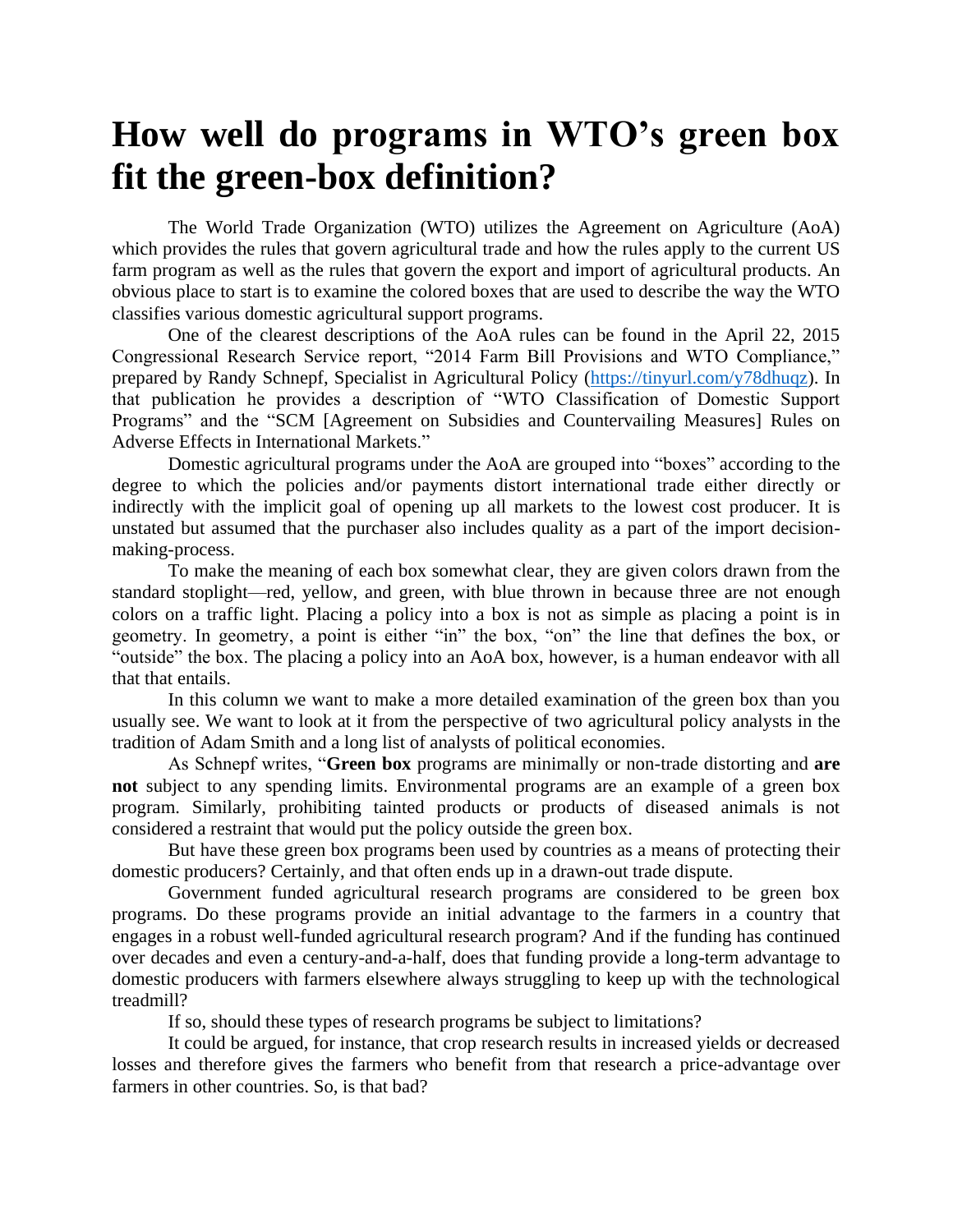# How well do programs in WTO's green box fit the green-box definition?

The World Trade Organization (WTO) utilizes the Agreement on Agriculture (AoA) which provides the rules that govern agricultural trade and how the rules apply to the current US farm program as well as the rules that govern the export and import of agricultural products. An obvious place to start is to examine the colored boxes that are used to describe the way the WTO classifies various domestic agricultural support programs.

One of the clearest descriptions of the AoA rules can be found in the April 22, 2015 Congressional Research Service report, "2014 Farm Bill Provisions and WTO Compliance," prepared by Randy Schnepf, Specialist in Agricultural Policy (https://tinyurl.com/y78dhuqz). In that publication he provides a description of "WTO Classification of Domestic Support Programs" and the "SCM [Agreement on Subsidies and Countervailing Measures] Rules on Adverse Effects in International Markets."

Domestic agricultural programs under the AoA are grouped into "boxes" according to the degree to which the policies and/or payments distort international trade either directly or indirectly with the implicit goal of opening up all markets to the lowest cost producer. It is unstated but assumed that the purchaser also includes quality as a part of the import decision-making-process.

To make the meaning of each box somewhat clear, they are given colors drawn from the standard stoplight—red, yellow, and green, with blue thrown in because three are not enough colors on a traffic light. Placing a policy into a box is not as simple as placing a point is in geometry. In geometry, a point is either "in" the box, "on" the line that defines the box, or "outside" the box. The placing a policy into an AoA box, however, is a human endeavor with all that that entails.

In this column we want to make a more detailed examination of the green box than you usually see. We want to look at it from the perspective of two agricultural policy analysts in the tradition of Adam Smith and a long list of analysts of political economies.

As Schnepf writes, "**Green box** programs are minimally or non-trade distorting and **are not** subject to any spending limits. Environmental programs are an example of a green box program. Similarly, prohibiting tainted products or products of diseased animals is not considered a restraint that would put the policy outside the green box.

But have these green box programs been used by countries as a means of protecting their domestic producers? Certainly, and that often ends up in a drawn-out trade dispute.

Government funded agricultural research programs are considered to be green box programs. Do these programs provide an initial advantage to the farmers in a country that engages in a robust well-funded agricultural research program? And if the funding has continued over decades and even a century-and-a-half, does that funding provide a long-term advantage to domestic producers with farmers elsewhere always struggling to keep up with the technological treadmill?

If so, should these types of research programs be subject to limitations?

It could be argued, for instance, that crop research results in increased yields or decreased losses and therefore gives the farmers who benefit from that research a price-advantage over farmers in other countries. So, is that bad?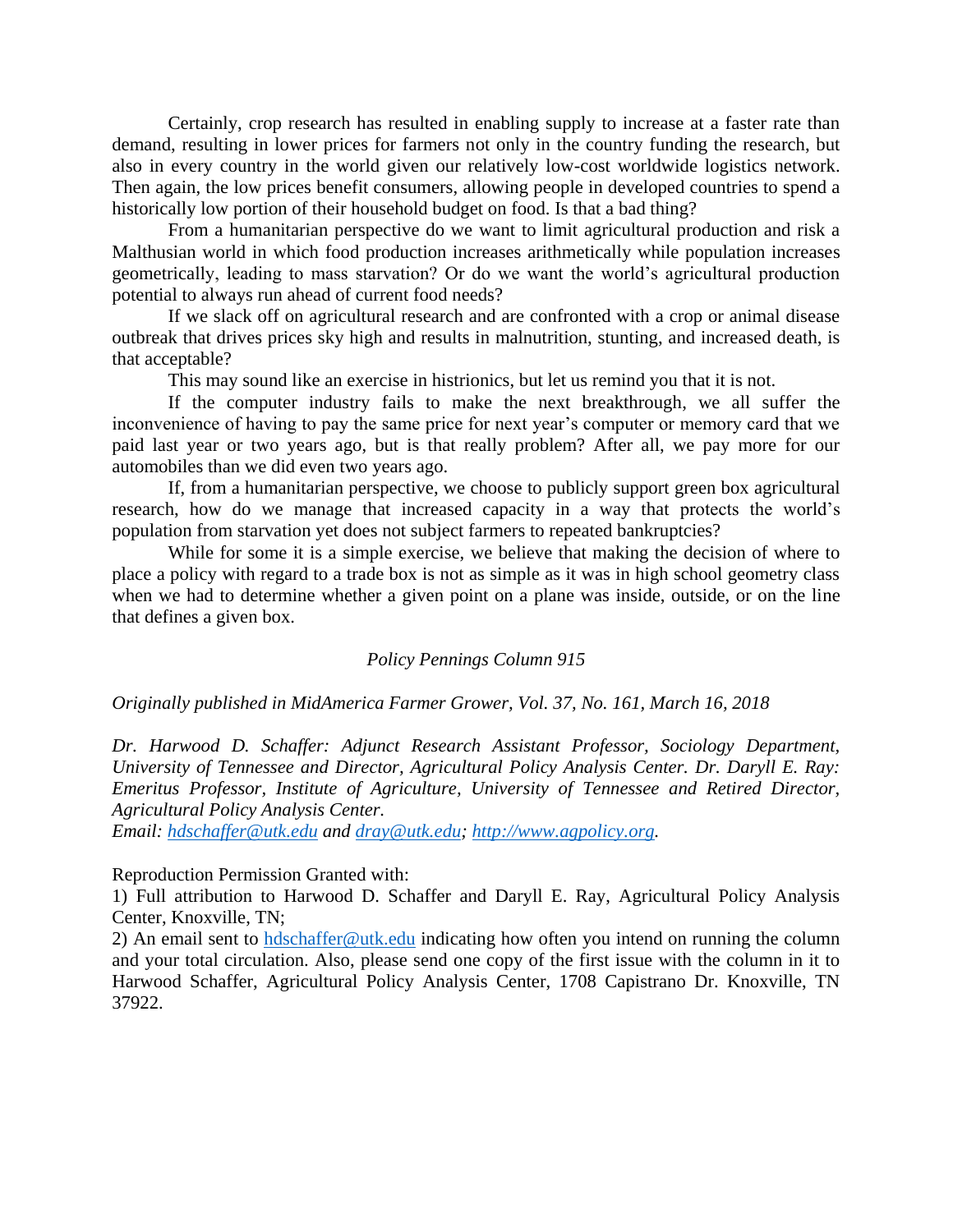Certainly, crop research has resulted in enabling supply to increase at a faster rate than demand, resulting in lower prices for farmers not only in the country funding the research, but also in every country in the world given our relatively low-cost worldwide logistics network. Then again, the low prices benefit consumers, allowing people in developed countries to spend a historically low portion of their household budget on food. Is that a bad thing?

From a humanitarian perspective do we want to limit agricultural production and risk a Malthusian world in which food production increases arithmetically while population increases geometrically, leading to mass starvation? Or do we want the world's agricultural production potential to always run ahead of current food needs?

If we slack off on agricultural research and are confronted with a crop or animal disease outbreak that drives prices sky high and results in malnutrition, stunting, and increased death, is that acceptable?

This may sound like an exercise in histrionics, but let us remind you that it is not.

If the computer industry fails to make the next breakthrough, we all suffer the inconvenience of having to pay the same price for next year's computer or memory card that we paid last year or two years ago, but is that really problem? After all, we pay more for our automobiles than we did even two years ago.

If, from a humanitarian perspective, we choose to publicly support green box agricultural research, how do we manage that increased capacity in a way that protects the world's population from starvation yet does not subject farmers to repeated bankruptcies?

While for some it is a simple exercise, we believe that making the decision of where to place a policy with regard to a trade box is not as simple as it was in high school geometry class when we had to determine whether a given point on a plane was inside, outside, or on the line that defines a given box.

*Policy Pennings Column 915*

*Originally published in MidAmerica Farmer Grower, Vol. 37, No. 161, March 16, 2018*

*Dr. Harwood D. Schaffer: Adjunct Research Assistant Professor, Sociology Department, University of Tennessee and Director, Agricultural Policy Analysis Center. Dr. Daryll E. Ray: Emeritus Professor, Institute of Agriculture, University of Tennessee and Retired Director, Agricultural Policy Analysis Center.*
*Email: hdschaffer@utk.edu and dray@utk.edu; http://www.agpolicy.org.*

Reproduction Permission Granted with:
1) Full attribution to Harwood D. Schaffer and Daryll E. Ray, Agricultural Policy Analysis Center, Knoxville, TN;
2) An email sent to hdschaffer@utk.edu indicating how often you intend on running the column and your total circulation. Also, please send one copy of the first issue with the column in it to Harwood Schaffer, Agricultural Policy Analysis Center, 1708 Capistrano Dr. Knoxville, TN 37922.